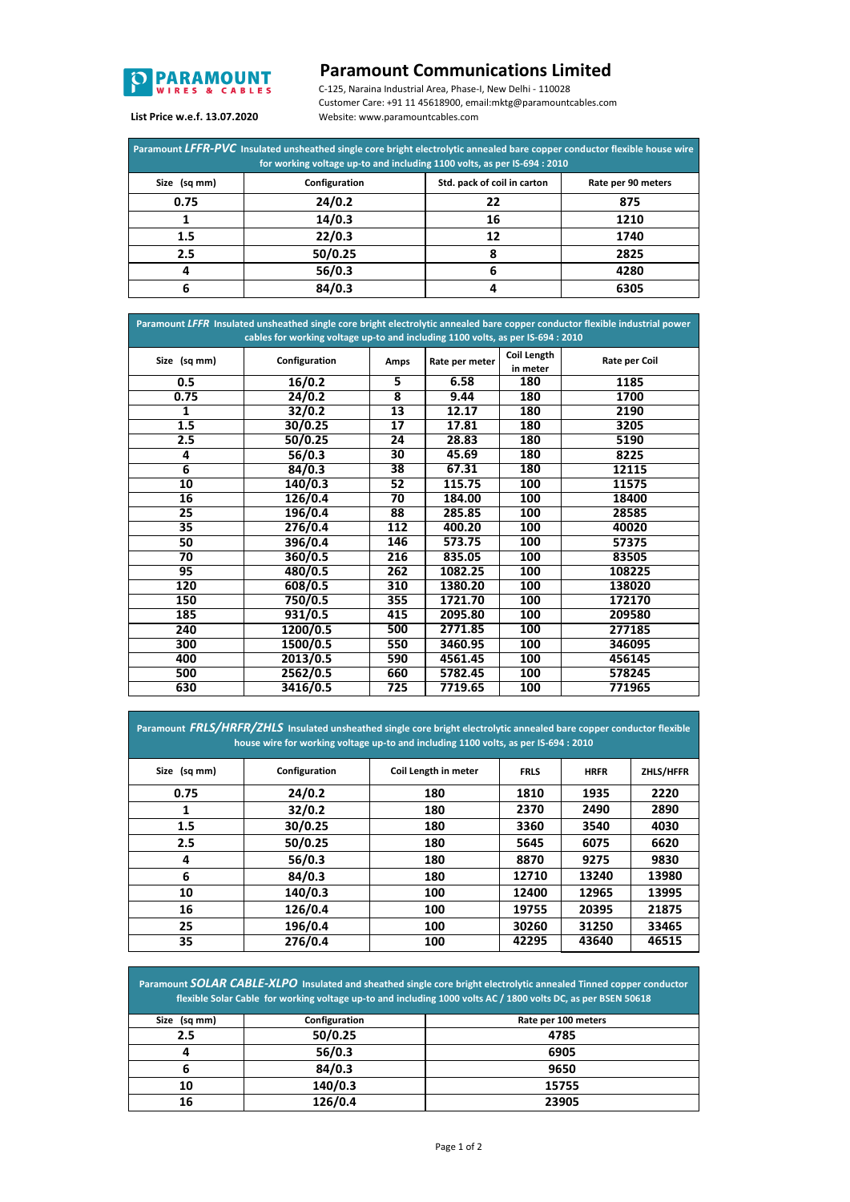**PARAMOUNT WIRES & CABLES**

# Paramount Communications Limited

C-125, Naraina Industrial Area, Phase-I, New Delhi - 110028
Customer Care: +91 11 45618900, email:mktg@paramountcables.com
Website: www.paramountcables.com

**List Price w.e.f. 13.07.2020**

**Paramount *LFFR-PVC* Insulated unsheathed single core bright electrolytic annealed bare copper conductor flexible house wire for working voltage up-to and including 1100 volts, as per IS-694 : 2010**

| Size (sq mm) | Configuration | Std. pack of coil in carton | Rate per 90 meters |
|---|---|---|---|
| 0.75 | 24/0.2 | 22 | 875 |
| 1 | 14/0.3 | 16 | 1210 |
| 1.5 | 22/0.3 | 12 | 1740 |
| 2.5 | 50/0.25 | 8 | 2825 |
| 4 | 56/0.3 | 6 | 4280 |
| 6 | 84/0.3 | 4 | 6305 |

**Paramount *LFFR* Insulated unsheathed single core bright electrolytic annealed bare copper conductor flexible industrial power cables for working voltage up-to and including 1100 volts, as per IS-694 : 2010**

| Size (sq mm) | Configuration | Amps | Rate per meter | Coil Length in meter | Rate per Coil |
|---|---|---|---|---|---|
| 0.5 | 16/0.2 | 5 | 6.58 | 180 | 1185 |
| 0.75 | 24/0.2 | 8 | 9.44 | 180 | 1700 |
| 1 | 32/0.2 | 13 | 12.17 | 180 | 2190 |
| 1.5 | 30/0.25 | 17 | 17.81 | 180 | 3205 |
| 2.5 | 50/0.25 | 24 | 28.83 | 180 | 5190 |
| 4 | 56/0.3 | 30 | 45.69 | 180 | 8225 |
| 6 | 84/0.3 | 38 | 67.31 | 180 | 12115 |
| 10 | 140/0.3 | 52 | 115.75 | 100 | 11575 |
| 16 | 126/0.4 | 70 | 184.00 | 100 | 18400 |
| 25 | 196/0.4 | 88 | 285.85 | 100 | 28585 |
| 35 | 276/0.4 | 112 | 400.20 | 100 | 40020 |
| 50 | 396/0.4 | 146 | 573.75 | 100 | 57375 |
| 70 | 360/0.5 | 216 | 835.05 | 100 | 83505 |
| 95 | 480/0.5 | 262 | 1082.25 | 100 | 108225 |
| 120 | 608/0.5 | 310 | 1380.20 | 100 | 138020 |
| 150 | 750/0.5 | 355 | 1721.70 | 100 | 172170 |
| 185 | 931/0.5 | 415 | 2095.80 | 100 | 209580 |
| 240 | 1200/0.5 | 500 | 2771.85 | 100 | 277185 |
| 300 | 1500/0.5 | 550 | 3460.95 | 100 | 346095 |
| 400 | 2013/0.5 | 590 | 4561.45 | 100 | 456145 |
| 500 | 2562/0.5 | 660 | 5782.45 | 100 | 578245 |
| 630 | 3416/0.5 | 725 | 7719.65 | 100 | 771965 |

**Paramount *FRLS/HRFR/ZHLS* Insulated unsheathed single core bright electrolytic annealed bare copper conductor flexible house wire for working voltage up-to and including 1100 volts, as per IS-694 : 2010**

| Size (sq mm) | Configuration | Coil Length in meter | FRLS | HRFR | ZHLS/HFFR |
|---|---|---|---|---|---|
| 0.75 | 24/0.2 | 180 | 1810 | 1935 | 2220 |
| 1 | 32/0.2 | 180 | 2370 | 2490 | 2890 |
| 1.5 | 30/0.25 | 180 | 3360 | 3540 | 4030 |
| 2.5 | 50/0.25 | 180 | 5645 | 6075 | 6620 |
| 4 | 56/0.3 | 180 | 8870 | 9275 | 9830 |
| 6 | 84/0.3 | 180 | 12710 | 13240 | 13980 |
| 10 | 140/0.3 | 100 | 12400 | 12965 | 13995 |
| 16 | 126/0.4 | 100 | 19755 | 20395 | 21875 |
| 25 | 196/0.4 | 100 | 30260 | 31250 | 33465 |
| 35 | 276/0.4 | 100 | 42295 | 43640 | 46515 |

**Paramount *SOLAR CABLE-XLPO* Insulated and sheathed single core bright electrolytic annealed Tinned copper conductor flexible Solar Cable for working voltage up-to and including 1000 volts AC / 1800 volts DC, as per BSEN 50618**

| Size (sq mm) | Configuration | Rate per 100 meters |
|---|---|---|
| 2.5 | 50/0.25 | 4785 |
| 4 | 56/0.3 | 6905 |
| 6 | 84/0.3 | 9650 |
| 10 | 140/0.3 | 15755 |
| 16 | 126/0.4 | 23905 |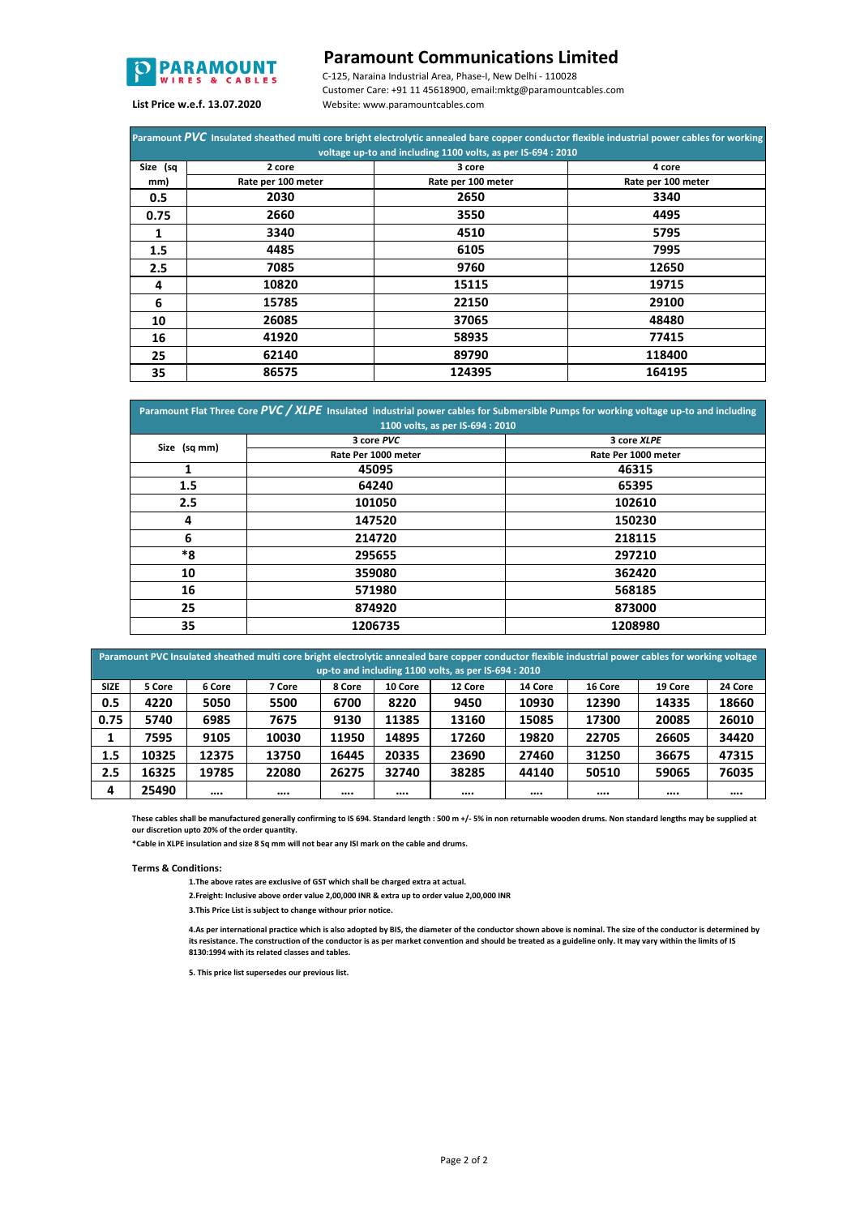# Paramount Communications Limited

**PARAMOUNT** WIRES & CABLES

C-125, Naraina Industrial Area, Phase-I, New Delhi - 110028
Customer Care: +91 11 45618900, email:mktg@paramountcables.com
Website: www.paramountcables.com

**List Price w.e.f. 13.07.2020**

| Paramount *PVC* Insulated sheathed multi core bright electrolytic annealed bare copper conductor flexible industrial power cables for working voltage up-to and including 1100 volts, as per IS-694 : 2010 | | | |
|---|---|---|---|
| Size (sq mm) | 2 core | 3 core | 4 core |
| | Rate per 100 meter | Rate per 100 meter | Rate per 100 meter |
| 0.5 | 2030 | 2650 | 3340 |
| 0.75 | 2660 | 3550 | 4495 |
| 1 | 3340 | 4510 | 5795 |
| 1.5 | 4485 | 6105 | 7995 |
| 2.5 | 7085 | 9760 | 12650 |
| 4 | 10820 | 15115 | 19715 |
| 6 | 15785 | 22150 | 29100 |
| 10 | 26085 | 37065 | 48480 |
| 16 | 41920 | 58935 | 77415 |
| 25 | 62140 | 89790 | 118400 |
| 35 | 86575 | 124395 | 164195 |

| Paramount Flat Three Core *PVC / XLPE* Insulated industrial power cables for Submersible Pumps for working voltage up-to and including 1100 volts, as per IS-694 : 2010 | | |
|---|---|---|
| Size (sq mm) | 3 core *PVC* | 3 core *XLPE* |
| | Rate Per 1000 meter | Rate Per 1000 meter |
| 1 | 45095 | 46315 |
| 1.5 | 64240 | 65395 |
| 2.5 | 101050 | 102610 |
| 4 | 147520 | 150230 |
| 6 | 214720 | 218115 |
| *8 | 295655 | 297210 |
| 10 | 359080 | 362420 |
| 16 | 571980 | 568185 |
| 25 | 874920 | 873000 |
| 35 | 1206735 | 1208980 |

| Paramount PVC Insulated sheathed multi core bright electrolytic annealed bare copper conductor flexible industrial power cables for working voltage up-to and including 1100 volts, as per IS-694 : 2010 | | | | | | | | | | |
|---|---|---|---|---|---|---|---|---|---|---|
| SIZE | 5 Core | 6 Core | 7 Core | 8 Core | 10 Core | 12 Core | 14 Core | 16 Core | 19 Core | 24 Core |
| 0.5 | 4220 | 5050 | 5500 | 6700 | 8220 | 9450 | 10930 | 12390 | 14335 | 18660 |
| 0.75 | 5740 | 6985 | 7675 | 9130 | 11385 | 13160 | 15085 | 17300 | 20085 | 26010 |
| 1 | 7595 | 9105 | 10030 | 11950 | 14895 | 17260 | 19820 | 22705 | 26605 | 34420 |
| 1.5 | 10325 | 12375 | 13750 | 16445 | 20335 | 23690 | 27460 | 31250 | 36675 | 47315 |
| 2.5 | 16325 | 19785 | 22080 | 26275 | 32740 | 38285 | 44140 | 50510 | 59065 | 76035 |
| 4 | 25490 | .... | .... | .... | .... | .... | .... | .... | .... | .... |

**These cables shall be manufactured generally confirming to IS 694. Standard length : 500 m +/- 5% in non returnable wooden drums. Non standard lengths may be supplied at our discretion upto 20% of the order quantity.**

***Cable in XLPE insulation and size 8 Sq mm will not bear any ISI mark on the cable and drums.**

**Terms & Conditions:**

**1.The above rates are exclusive of GST which shall be charged extra at actual.**

**2.Freight: Inclusive above order value 2,00,000 INR & extra up to order value 2,00,000 INR**

**3.This Price List is subject to change without prior notice.**

**4.As per international practice which is also adopted by BIS, the diameter of the conductor shown above is nominal. The size of the conductor is determined by its resistance. The construction of the conductor is as per market convention and should be treated as a guideline only. It may vary within the limits of IS 8130:1994 with its related classes and tables.**

**5. This price list supersedes our previous list.**